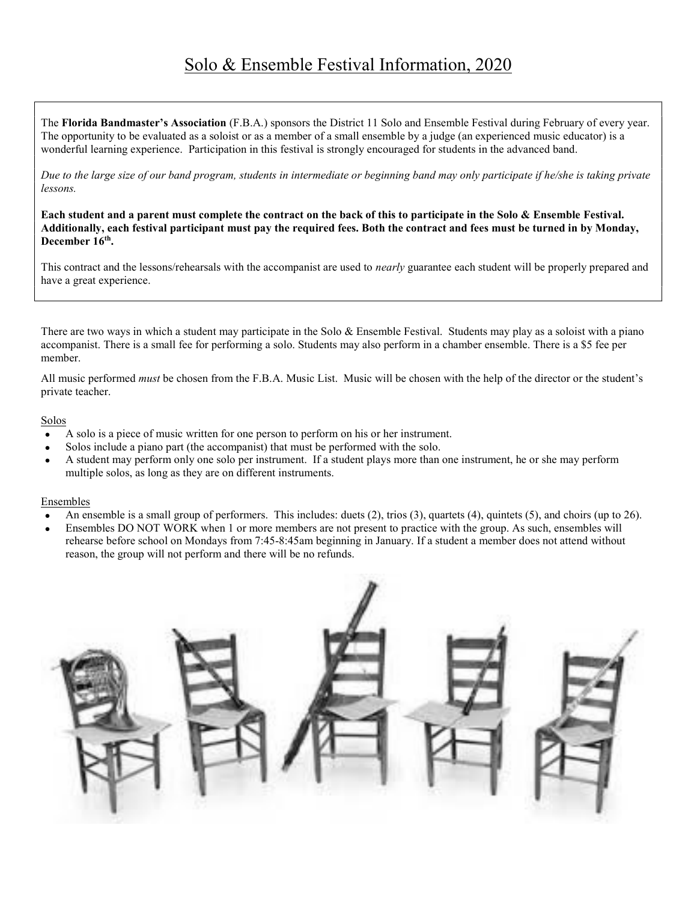# Solo & Ensemble Festival Information, 2020

The **Florida Bandmaster's Association** (F.B.A.) sponsors the District 11 Solo and Ensemble Festival during February of every year. The opportunity to be evaluated as a soloist or as a member of a small ensemble by a judge (an experienced music educator) is a wonderful learning experience. Participation in this festival is strongly encouraged for students in the advanced band.

*Due to the large size of our band program, students in intermediate or beginning band may only participate if he/she is taking private lessons.*

**Each student and a parent must complete the contract on the back of this to participate in the Solo & Ensemble Festival. Additionally, each festival participant must pay the required fees. Both the contract and fees must be turned in by Monday, December 16th.**

This contract and the lessons/rehearsals with the accompanist are used to *nearly* guarantee each student will be properly prepared and have a great experience.

There are two ways in which a student may participate in the Solo & Ensemble Festival. Students may play as a soloist with a piano accompanist. There is a small fee for performing a solo. Students may also perform in a chamber ensemble. There is a $5 fee per member.

All music performed *must* be chosen from the F.B.A. Music List. Music will be chosen with the help of the director or the student's private teacher.

Solos

- A solo is a piece of music written for one person to perform on his or her instrument.
- Solos include a piano part (the accompanist) that must be performed with the solo.
- A student may perform only one solo per instrument. If a student plays more than one instrument, he or she may perform multiple solos, as long as they are on different instruments.

Ensembles

- An ensemble is a small group of performers. This includes: duets (2), trios (3), quartets (4), quintets (5), and choirs (up to 26).
- Ensembles DO NOT WORK when 1 or more members are not present to practice with the group. As such, ensembles will rehearse before school on Mondays from 7:45-8:45am beginning in January. If a student a member does not attend without reason, the group will not perform and there will be no refunds.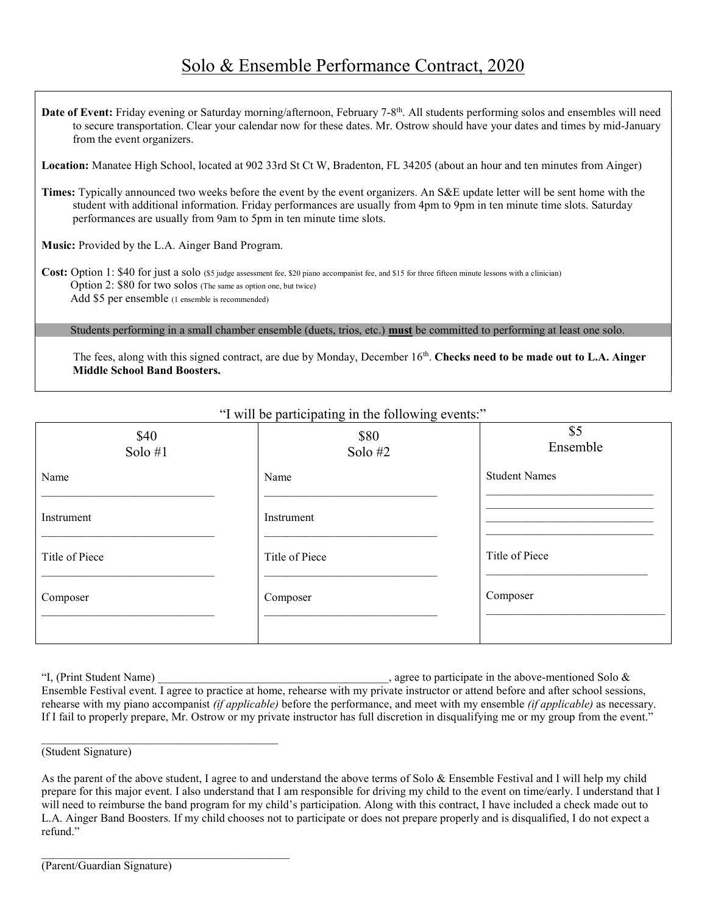# Solo & Ensemble Performance Contract, 2020

**Date of Event:** Friday evening or Saturday morning/afternoon, February 7-8th. All students performing solos and ensembles will need to secure transportation. Clear your calendar now for these dates. Mr. Ostrow should have your dates and times by mid-January from the event organizers.

**Location:** Manatee High School, located at 902 33rd St Ct W, Bradenton, FL 34205 (about an hour and ten minutes from Ainger)

**Times:** Typically announced two weeks before the event by the event organizers. An S&E update letter will be sent home with the student with additional information. Friday performances are usually from 4pm to 9pm in ten minute time slots. Saturday performances are usually from 9am to 5pm in ten minute time slots.

**Music:** Provided by the L.A. Ainger Band Program.

**Cost:** Option 1: $40 for just a solo (\$5 judge assessment fee, \$20 piano accompanist fee, and \$15 for three fifteen minute lessons with a clinician)
Option 2: $80 for two solos (The same as option one, but twice)
Add $5 per ensemble (1 ensemble is recommended)

Students performing in a small chamber ensemble (duets, trios, etc.) <u>**must**</u> be committed to performing at least one solo.

The fees, along with this signed contract, are due by Monday, December 16th. **Checks need to be made out to L.A. Ainger Middle School Band Boosters.**

"I will be participating in the following events:"

| $40 Solo #1 | $80 Solo #2 | $5 Ensemble |
|---|---|---|
| Name ______________________ | Name ______________________ | Student Names ______________________ ______________________ ______________________ ______________________ |
| Instrument ______________________ | Instrument ______________________ | |
| Title of Piece ______________________ | Title of Piece ______________________ | Title of Piece ______________________ |
| Composer ______________________ | Composer ______________________ | Composer ______________________ |

"I, (Print Student Name) ________________________________________, agree to participate in the above-mentioned Solo & Ensemble Festival event. I agree to practice at home, rehearse with my private instructor or attend before and after school sessions, rehearse with my piano accompanist *(if applicable)* before the performance, and meet with my ensemble *(if applicable)* as necessary. If I fail to properly prepare, Mr. Ostrow or my private instructor has full discretion in disqualifying me or my group from the event."

__________________________________________
(Student Signature)

As the parent of the above student, I agree to and understand the above terms of Solo & Ensemble Festival and I will help my child prepare for this major event. I also understand that I am responsible for driving my child to the event on time/early. I understand that I will need to reimburse the band program for my child's participation. Along with this contract, I have included a check made out to L.A. Ainger Band Boosters. If my child chooses not to participate or does not prepare properly and is disqualified, I do not expect a refund."

__________________________________________
(Parent/Guardian Signature)